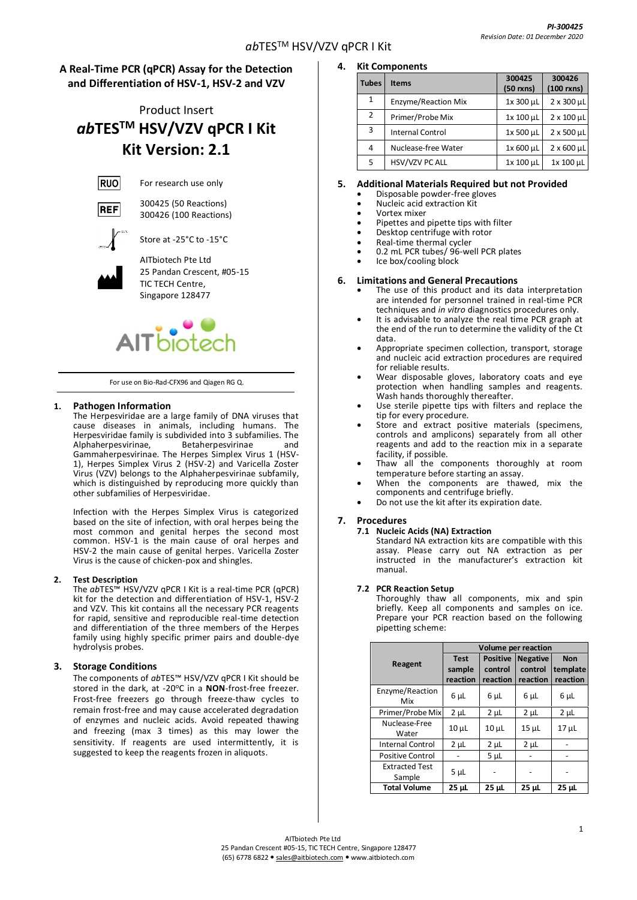PI-300425

Revision Date: 01 December 2020

## A Real-Time PCR (qPCR) Assay for the Detection and Differentiation of HSV-1, HSV-2 and VZV

Product Insert

# *ab*TES[TM] HSV/VZV qPCR I Kit

# Kit Version: 2.1

RUO — For research use only

REF — 300425 (50 Reactions)
300426 (100 Reactions)

Store at -25°C to -15°C

AITbiotech Pte Ltd
25 Pandan Crescent, #05-15
TIC TECH Centre,
Singapore 128477

AITbiotech

For use on Bio-Rad-CFX96 and Qiagen RG Q.

## 1. Pathogen Information

The Herpesviridae are a large family of DNA viruses that cause diseases in animals, including humans. The Herpesviridae family is subdivided into 3 subfamilies. The Alphaherpesvirinae, Betaherpesvirinae and Gammaherpesvirinae. The Herpes Simplex Virus 1 (HSV-1), Herpes Simplex Virus 2 (HSV-2) and Varicella Zoster Virus (VZV) belongs to the Alphaherpesvirinae subfamily, which is distinguished by reproducing more quickly than other subfamilies of Herpesviridae.

Infection with the Herpes Simplex Virus is categorized based on the site of infection, with oral herpes being the most common and genital herpes the second most common. HSV-1 is the main cause of oral herpes and HSV-2 the main cause of genital herpes. Varicella Zoster Virus is the cause of chicken-pox and shingles.

## 2. Test Description

The *ab*TES™ HSV/VZV qPCR I Kit is a real-time PCR (qPCR) kit for the detection and differentiation of HSV-1, HSV-2 and VZV. This kit contains all the necessary PCR reagents for rapid, sensitive and reproducible real-time detection and differentiation of the three members of the Herpes family using highly specific primer pairs and double-dye hydrolysis probes.

## 3. Storage Conditions

The components of *ab*TES™ HSV/VZV qPCR I Kit should be stored in the dark, at -20ºC in a **NON**-frost-free freezer. Frost-free freezers go through freeze-thaw cycles to remain frost-free and may cause accelerated degradation of enzymes and nucleic acids. Avoid repeated thawing and freezing (max 3 times) as this may lower the sensitivity. If reagents are used intermittently, it is suggested to keep the reagents frozen in aliquots.

## 4. Kit Components

| Tubes | Items | 300425 (50 rxns) | 300426 (100 rxns) |
|---|---|---|---|
| 1 | Enzyme/Reaction Mix | 1x 300 µL | 2 x 300 µL |
| 2 | Primer/Probe Mix | 1x 100 µL | 2 x 100 µL |
| 3 | Internal Control | 1x 500 µL | 2 x 500 µL |
| 4 | Nuclease-free Water | 1x 600 µL | 2 x 600 µL |
| 5 | HSV/VZV PC ALL | 1x 100 µL | 1x 100 µL |

## 5. Additional Materials Required but not Provided

- Disposable powder-free gloves
- Nucleic acid extraction Kit
- Vortex mixer
- Pipettes and pipette tips with filter
- Desktop centrifuge with rotor
- Real-time thermal cycler
- 0.2 mL PCR tubes/ 96-well PCR plates
- Ice box/cooling block

## 6. Limitations and General Precautions

- The use of this product and its data interpretation are intended for personnel trained in real-time PCR techniques and *in vitro* diagnostics procedures only.
- It is advisable to analyze the real time PCR graph at the end of the run to determine the validity of the Ct data.
- Appropriate specimen collection, transport, storage and nucleic acid extraction procedures are required for reliable results.
- Wear disposable gloves, laboratory coats and eye protection when handling samples and reagents. Wash hands thoroughly thereafter.
- Use sterile pipette tips with filters and replace the tip for every procedure.
- Store and extract positive materials (specimens, controls and amplicons) separately from all other reagents and add to the reaction mix in a separate facility, if possible.
- Thaw all the components thoroughly at room temperature before starting an assay.
- When the components are thawed, mix the components and centrifuge briefly.
- Do not use the kit after its expiration date.

## 7. Procedures

### 7.1 Nucleic Acids (NA) Extraction

Standard NA extraction kits are compatible with this assay. Please carry out NA extraction as per instructed in the manufacturer's extraction kit manual.

### 7.2 PCR Reaction Setup

Thoroughly thaw all components, mix and spin briefly. Keep all components and samples on ice. Prepare your PCR reaction based on the following pipetting scheme:

| Reagent | Volume per reaction | | | |
|---|---|---|---|---|
| | Test sample reaction | Positive control reaction | Negative control reaction | Non template reaction |
| Enzyme/Reaction Mix | 6 µL | 6 µL | 6 µL | 6 µL |
| Primer/Probe Mix | 2 µL | 2 µL | 2 µL | 2 µL |
| Nuclease-Free Water | 10 µL | 10 µL | 15 µL | 17 µL |
| Internal Control | 2 µL | 2 µL | 2 µL | - |
| Positive Control | - | 5 µL | - | - |
| Extracted Test Sample | 5 µL | - | - | - |
| **Total Volume** | **25 µL** | **25 µL** | **25 µL** | **25 µL** |

AITbiotech Pte Ltd
25 Pandan Crescent #05-15, TIC TECH Centre, Singapore 128477
(65) 6778 6822 • sales@aitbiotech.com • www.aitbiotech.com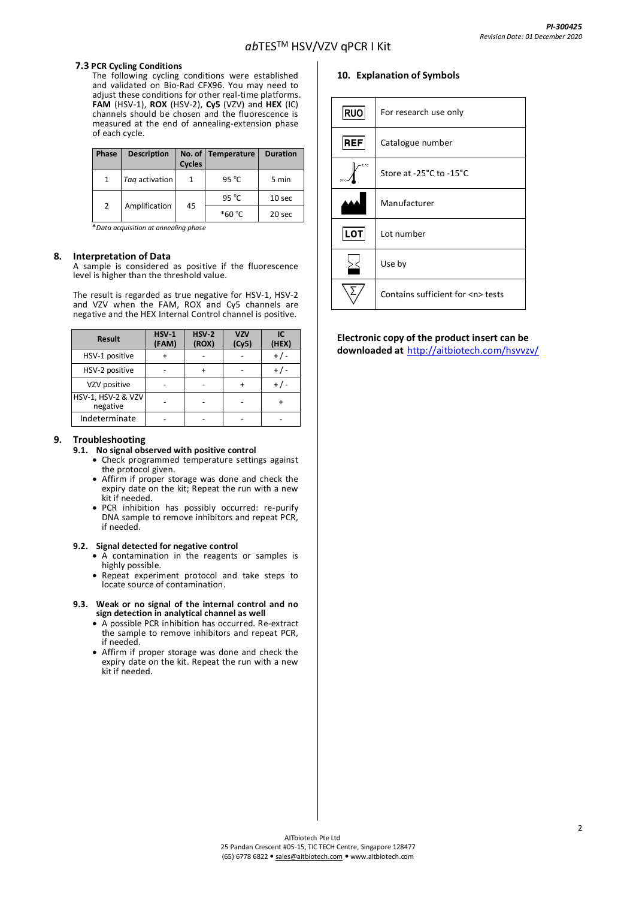### 7.3 PCR Cycling Conditions

The following cycling conditions were established and validated on Bio-Rad CFX96. You may need to adjust these conditions for other real-time platforms. **FAM** (HSV-1), **ROX** (HSV-2), **Cy5** (VZV) and **HEX** (IC) channels should be chosen and the fluorescence is measured at the end of annealing-extension phase of each cycle.

| Phase | Description | No. of Cycles | Temperature | Duration |
|---|---|---|---|---|
| 1 | *Taq* activation | 1 | 95 °C | 5 min |
| 2 | Amplification | 45 | 95 °C | 10 sec |
| | | | *60 °C | 20 sec |

**Data acquisition at annealing phase*

## 8. Interpretation of Data

A sample is considered as positive if the fluorescence level is higher than the threshold value.

The result is regarded as true negative for HSV-1, HSV-2 and VZV when the FAM, ROX and Cy5 channels are negative and the HEX Internal Control channel is positive.

| Result | HSV-1 (FAM) | HSV-2 (ROX) | VZV (Cy5) | IC (HEX) |
|---|---|---|---|---|
| HSV-1 positive | + | - | - | + / - |
| HSV-2 positive | - | + | - | + / - |
| VZV positive | - | - | + | + / - |
| HSV-1, HSV-2 & VZV negative | - | - | - | + |
| Indeterminate | - | - | - | - |

## 9. Troubleshooting

### 9.1. No signal observed with positive control

- Check programmed temperature settings against the protocol given.
- Affirm if proper storage was done and check the expiry date on the kit; Repeat the run with a new kit if needed.
- PCR inhibition has possibly occurred: re-purify DNA sample to remove inhibitors and repeat PCR, if needed.

### 9.2. Signal detected for negative control

- A contamination in the reagents or samples is highly possible.
- Repeat experiment protocol and take steps to locate source of contamination.

### 9.3. Weak or no signal of the internal control and no sign detection in analytical channel as well

- A possible PCR inhibition has occurred. Re-extract the sample to remove inhibitors and repeat PCR, if needed.
- Affirm if proper storage was done and check the expiry date on the kit. Repeat the run with a new kit if needed.

## 10. Explanation of Symbols

| | |
|---|---|
| RUO | For research use only |
| REF | Catalogue number |
| | Store at -25°C to -15°C |
| | Manufacturer |
| LOT | Lot number |
| | Use by |
| Σ | Contains sufficient for <n> tests |

**Electronic copy of the product insert can be downloaded at** http://aitbiotech.com/hsvvzv/

AITbiotech Pte Ltd
25 Pandan Crescent #05-15, TIC TECH Centre, Singapore 128477
(65) 6778 6822 • sales@aitbiotech.com • www.aitbiotech.com